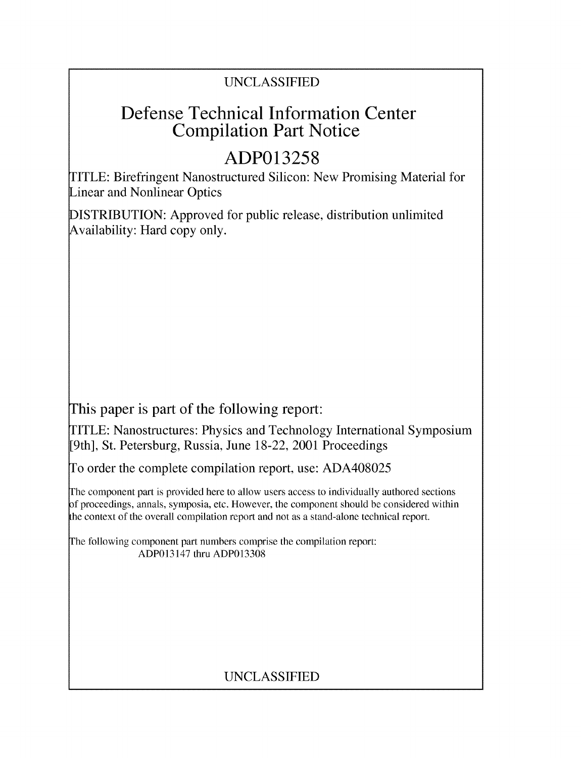UNCLASSIFIED

# Defense Technical Information Center Compilation Part Notice

## ADP013258

TITLE: Birefringent Nanostructured Silicon: New Promising Material for Linear and Nonlinear Optics

DISTRIBUTION: Approved for public release, distribution unlimited
Availability: Hard copy only.

This paper is part of the following report:

TITLE: Nanostructures: Physics and Technology International Symposium [9th], St. Petersburg, Russia, June 18-22, 2001 Proceedings

To order the complete compilation report, use: ADA408025

The component part is provided here to allow users access to individually authored sections of proceedings, annals, symposia, etc. However, the component should be considered within the context of the overall compilation report and not as a stand-alone technical report.

The following component part numbers comprise the compilation report:
ADP013147 thru ADP013308

UNCLASSIFIED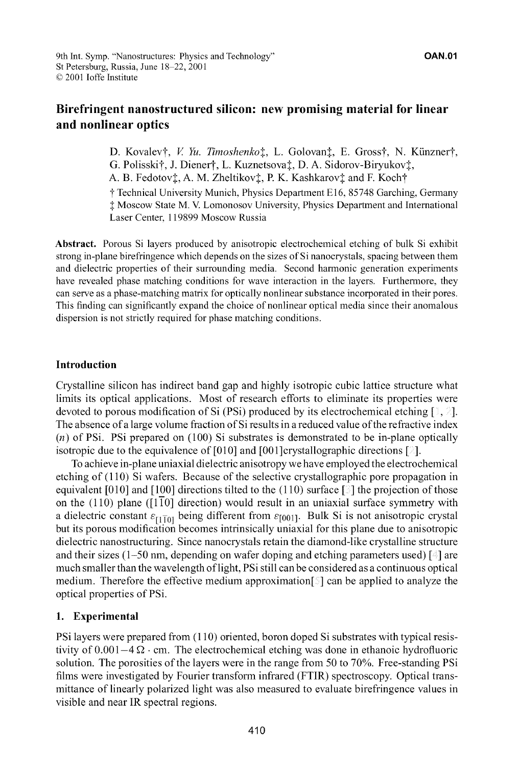# Birefringent nanostructured silicon: new promising material for linear and nonlinear optics

D. Kovalev†, *V. Yu. Timoshenko*‡, L. Golovan‡, E. Gross†, N. Künzner†, G. Polisski†, J. Diener†, L. Kuznetsova‡, D. A. Sidorov-Biryukov‡, A. B. Fedotov‡, A. M. Zheltikov‡, P. K. Kashkarov‡ and F. Koch†

† Technical University Munich, Physics Department E16, 85748 Garching, Germany
‡ Moscow State M. V. Lomonosov University, Physics Department and International Laser Center, 119899 Moscow Russia

**Abstract.** Porous Si layers produced by anisotropic electrochemical etching of bulk Si exhibit strong in-plane birefringence which depends on the sizes of Si nanocrystals, spacing between them and dielectric properties of their surrounding media. Second harmonic generation experiments have revealed phase matching conditions for wave interaction in the layers. Furthermore, they can serve as a phase-matching matrix for optically nonlinear substance incorporated in their pores. This finding can significantly expand the choice of nonlinear optical media since their anomalous dispersion is not strictly required for phase matching conditions.

## Introduction

Crystalline silicon has indirect band gap and highly isotropic cubic lattice structure what limits its optical applications. Most of research efforts to eliminate its properties were devoted to porous modification of Si (PSi) produced by its electrochemical etching [1, 2]. The absence of a large volume fraction of Si results in a reduced value of the refractive index ($n$) of PSi. PSi prepared on (100) Si substrates is demonstrated to be in-plane optically isotropic due to the equivalence of [010] and [001]crystallographic directions [2].

To achieve in-plane uniaxial dielectric anisotropy we have employed the electrochemical etching of (110) Si wafers. Because of the selective crystallographic pore propagation in equivalent [010] and [100] directions tilted to the (110) surface [2] the projection of those on the (110) plane ([1$\bar{1}$0] direction) would result in an uniaxial surface symmetry with a dielectric constant $\varepsilon_{[1\bar{1}0]}$ being different from $\varepsilon_{[001]}$. Bulk Si is not anisotropic crystal but its porous modification becomes intrinsically uniaxial for this plane due to anisotropic dielectric nanostructuring. Since nanocrystals retain the diamond-like crystalline structure and their sizes (1–50 nm, depending on wafer doping and etching parameters used) [4] are much smaller than the wavelength of light, PSi still can be considered as a continuous optical medium. Therefore the effective medium approximation[5] can be applied to analyze the optical properties of PSi.

## 1. Experimental

PSi layers were prepared from (110) oriented, boron doped Si substrates with typical resistivity of $0.001-4\ \Omega\cdot$cm. The electrochemical etching was done in ethanoic hydrofluoric solution. The porosities of the layers were in the range from 50 to 70%. Free-standing PSi films were investigated by Fourier transform infrared (FTIR) spectroscopy. Optical transmittance of linearly polarized light was also measured to evaluate birefringence values in visible and near IR spectral regions.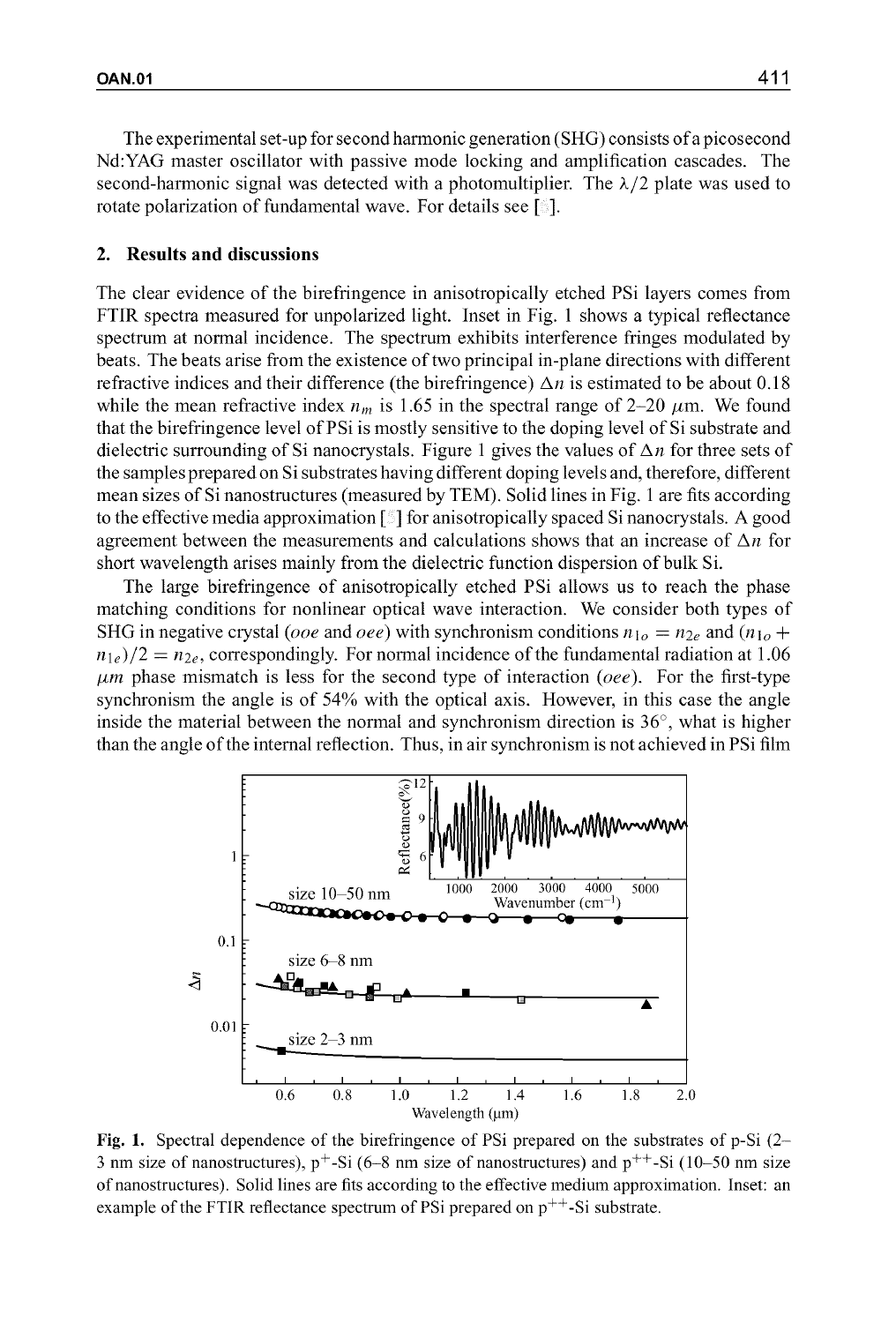The experimental set-up for second harmonic generation (SHG) consists of a picosecond Nd:YAG master oscillator with passive mode locking and amplification cascades. The second-harmonic signal was detected with a photomultiplier. The $\lambda/2$ plate was used to rotate polarization of fundamental wave. For details see [ ].

## 2. Results and discussions

The clear evidence of the birefringence in anisotropically etched PSi layers comes from FTIR spectra measured for unpolarized light. Inset in Fig. 1 shows a typical reflectance spectrum at normal incidence. The spectrum exhibits interference fringes modulated by beats. The beats arise from the existence of two principal in-plane directions with different refractive indices and their difference (the birefringence) $\Delta n$ is estimated to be about 0.18 while the mean refractive index $n_m$ is 1.65 in the spectral range of 2–20 $\mu$m. We found that the birefringence level of PSi is mostly sensitive to the doping level of Si substrate and dielectric surrounding of Si nanocrystals. Figure 1 gives the values of $\Delta n$ for three sets of the samples prepared on Si substrates having different doping levels and, therefore, different mean sizes of Si nanostructures (measured by TEM). Solid lines in Fig. 1 are fits according to the effective media approximation [ ] for anisotropically spaced Si nanocrystals. A good agreement between the measurements and calculations shows that an increase of $\Delta n$ for short wavelength arises mainly from the dielectric function dispersion of bulk Si.

The large birefringence of anisotropically etched PSi allows us to reach the phase matching conditions for nonlinear optical wave interaction. We consider both types of SHG in negative crystal (*ooe* and *oee*) with synchronism conditions $n_{1o} = n_{2e}$ and $(n_{1o} + n_{1e})/2 = n_{2e}$, correspondingly. For normal incidence of the fundamental radiation at 1.06 $\mu m$ phase mismatch is less for the second type of interaction (*oee*). For the first-type synchronism the angle is of 54% with the optical axis. However, in this case the angle inside the material between the normal and synchronism direction is 36°, what is higher than the angle of the internal reflection. Thus, in air synchronism is not achieved in PSi film

**Fig. 1.** Spectral dependence of the birefringence of PSi prepared on the substrates of p-Si (2–3 nm size of nanostructures), $p^+$-Si (6–8 nm size of nanostructures) and $p^{++}$-Si (10–50 nm size of nanostructures). Solid lines are fits according to the effective medium approximation. Inset: an example of the FTIR reflectance spectrum of PSi prepared on $p^{++}$-Si substrate.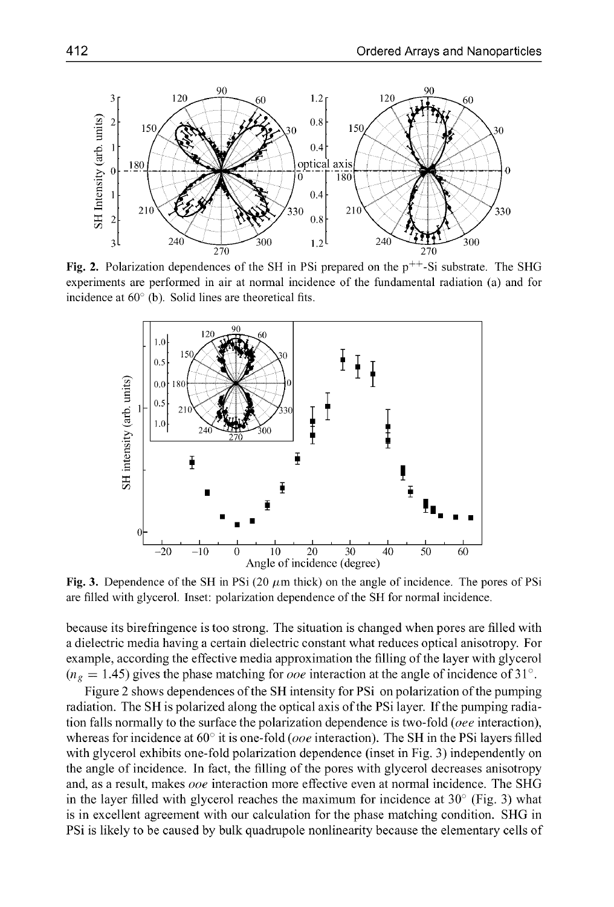**Fig. 2.** Polarization dependences of the SH in PSi prepared on the $p^{++}$-Si substrate. The SHG experiments are performed in air at normal incidence of the fundamental radiation (a) and for incidence at 60° (b). Solid lines are theoretical fits.

**Fig. 3.** Dependence of the SH in PSi (20 $\mu$m thick) on the angle of incidence. The pores of PSi are filled with glycerol. Inset: polarization dependence of the SH for normal incidence.

because its birefringence is too strong. The situation is changed when pores are filled with a dielectric media having a certain dielectric constant what reduces optical anisotropy. For example, according the effective media approximation the filling of the layer with glycerol ($n_g = 1.45$) gives the phase matching for *ooe* interaction at the angle of incidence of 31°.

Figure 2 shows dependences of the SH intensity for PSi on polarization of the pumping radiation. The SH is polarized along the optical axis of the PSi layer. If the pumping radiation falls normally to the surface the polarization dependence is two-fold (*oee* interaction), whereas for incidence at 60° it is one-fold (*ooe* interaction). The SH in the PSi layers filled with glycerol exhibits one-fold polarization dependence (inset in Fig. 3) independently on the angle of incidence. In fact, the filling of the pores with glycerol decreases anisotropy and, as a result, makes *ooe* interaction more effective even at normal incidence. The SHG in the layer filled with glycerol reaches the maximum for incidence at 30° (Fig. 3) what is in excellent agreement with our calculation for the phase matching condition. SHG in PSi is likely to be caused by bulk quadrupole nonlinearity because the elementary cells of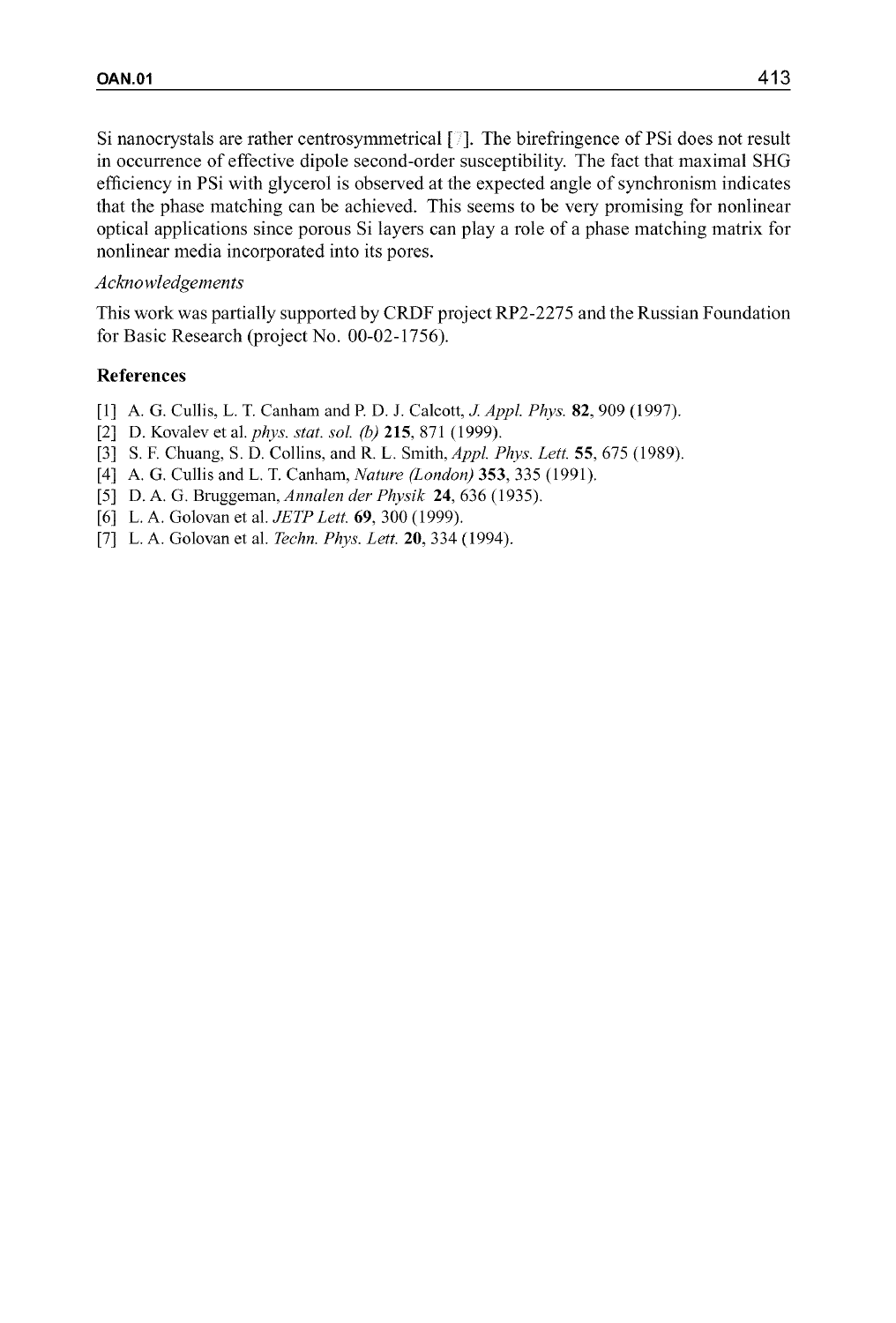Si nanocrystals are rather centrosymmetrical [7]. The birefringence of PSi does not result in occurrence of effective dipole second-order susceptibility. The fact that maximal SHG efficiency in PSi with glycerol is observed at the expected angle of synchronism indicates that the phase matching can be achieved. This seems to be very promising for nonlinear optical applications since porous Si layers can play a role of a phase matching matrix for nonlinear media incorporated into its pores.

*Acknowledgements*

This work was partially supported by CRDF project RP2-2275 and the Russian Foundation for Basic Research (project No. 00-02-1756).

### References

[1] A. G. Cullis, L. T. Canham and P. D. J. Calcott, *J. Appl. Phys.* **82**, 909 (1997).

[2] D. Kovalev et al. *phys. stat. sol. (b)* **215**, 871 (1999).

[3] S. F. Chuang, S. D. Collins, and R. L. Smith, *Appl. Phys. Lett.* **55**, 675 (1989).

[4] A. G. Cullis and L. T. Canham, *Nature (London)* **353**, 335 (1991).

[5] D. A. G. Bruggeman, *Annalen der Physik* **24**, 636 (1935).

[6] L. A. Golovan et al. *JETP Lett.* **69**, 300 (1999).

[7] L. A. Golovan et al. *Techn. Phys. Lett.* **20**, 334 (1994).